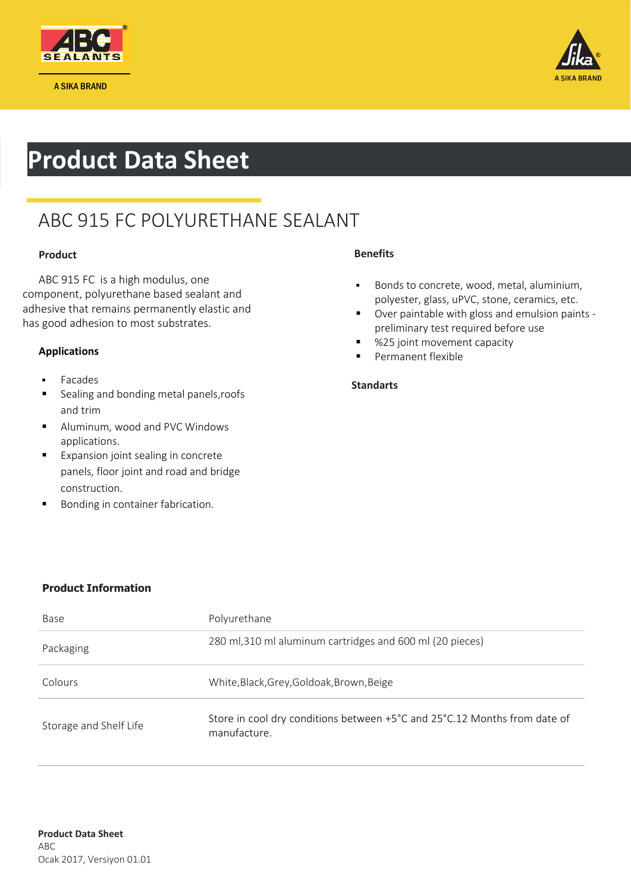# Product Data Sheet

## ABC 915 FC POLYURETHANE SEALANT

### Product

ABC 915 FC  is a high modulus, one component, polyurethane based sealant and adhesive that remains permanently elastic and has good adhesion to most substrates.

### Applications

- Facades
- Sealing and bonding metal panels,roofs and trim
- Aluminum, wood and PVC Windows applications.
- Expansion joint sealing in concrete panels, floor joint and road and bridge construction.
- Bonding in container fabrication.

### Benefits

- Bonds to concrete, wood, metal, aluminium, polyester, glass, uPVC, stone, ceramics, etc.
- Over paintable with gloss and emulsion paints - preliminary test required before use
- %25 joint movement capacity
- Permanent flexible

### Standarts

### Product Information

| | |
|---|---|
| Base | Polyurethane |
| Packaging | 280 ml,310 ml aluminum cartridges and 600 ml (20 pieces) |
| Colours | White,Black,Grey,Goldoak,Brown,Beige |
| Storage and Shelf Life | Store in cool dry conditions between +5°C and 25°C.12 Months from date of manufacture. |

**Product Data Sheet**
ABC
Ocak 2017, Versiyon 01.01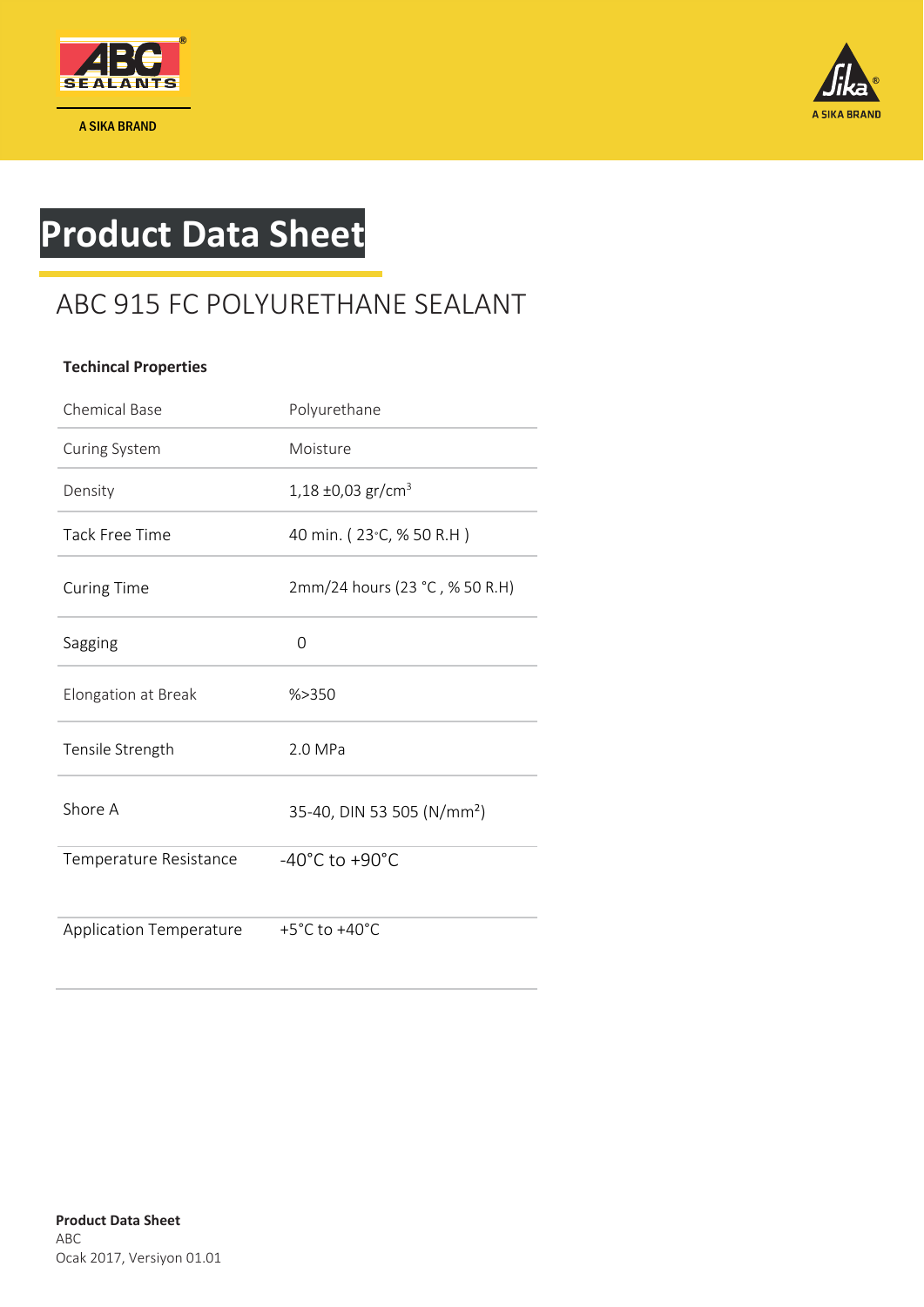# Product Data Sheet

## ABC 915 FC POLYURETHANE SEALANT

**Techincal Properties**

| | |
|---|---|
| Chemical Base | Polyurethane |
| Curing System | Moisture |
| Density | 1,18 ±0,03 gr/cm$^3$ |
| Tack Free Time | 40 min. ( 23◦C, % 50 R.H ) |
| Curing Time | 2mm/24 hours (23 °C , % 50 R.H) |
| Sagging | 0 |
| Elongation at Break | %>350 |
| Tensile Strength | 2.0 MPa |
| Shore A | 35-40, DIN 53 505 (N/mm$^2$) |
| Temperature Resistance | -40°C to +90°C |
| Application Temperature | +5°C to +40°C |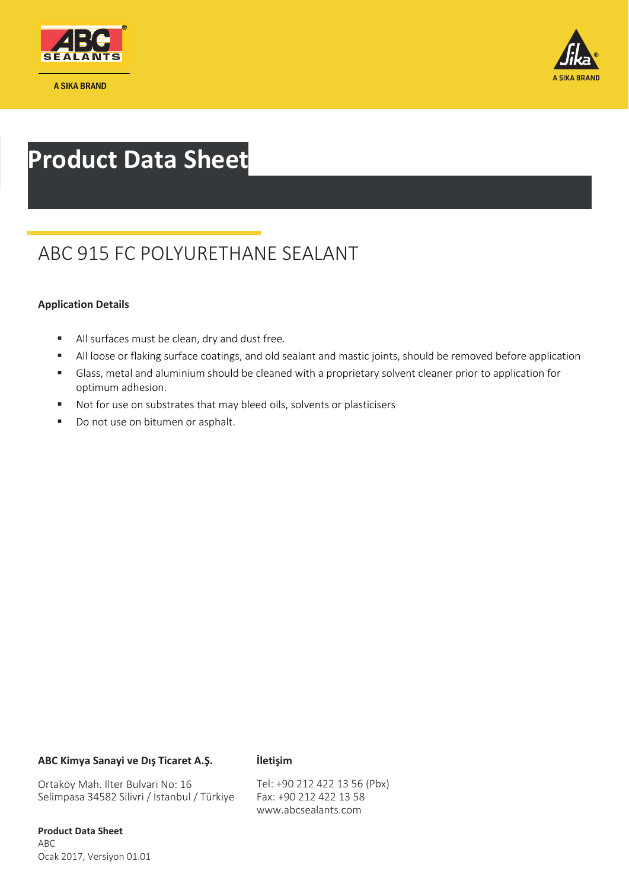# Product Data Sheet

## ABC 915 FC POLYURETHANE SEALANT

**Application Details**

- All surfaces must be clean, dry and dust free.
- All loose or flaking surface coatings, and old sealant and mastic joints, should be removed before application
- Glass, metal and aluminium should be cleaned with a proprietary solvent cleaner prior to application for optimum adhesion.
- Not for use on substrates that may bleed oils, solvents or plasticisers
- Do not use on bitumen or asphalt.

**ABC Kimya Sanayi ve Dış Ticaret A.Ş.**

Ortaköy Mah. Ilter Bulvari No: 16
Selimpasa 34582 Silivri / İstanbul / Türkiye

**İletişim**

Tel: +90 212 422 13 56 (Pbx)
Fax: +90 212 422 13 58
www.abcsealants.com

**Product Data Sheet**
ABC
Ocak 2017, Versiyon 01.01